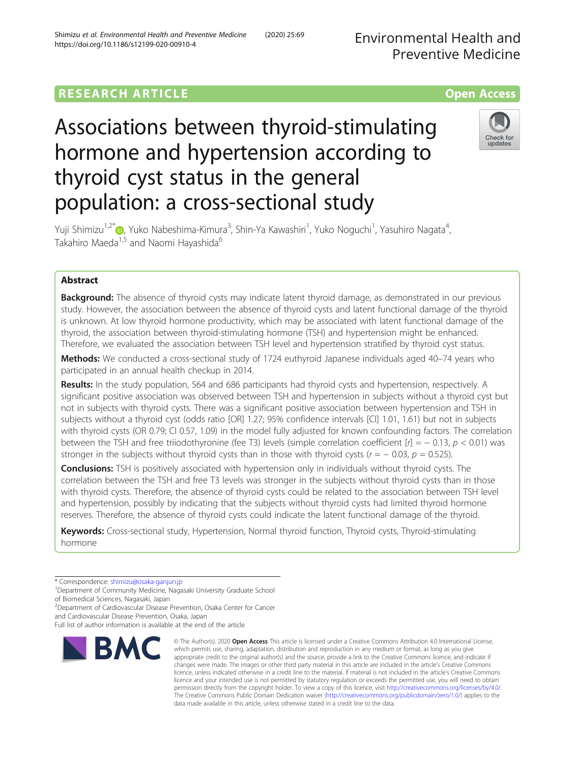RESEARCH ARTICLE

Open Access

# Associations between thyroid-stimulating hormone and hypertension according to thyroid cyst status in the general population: a cross-sectional study

Yuji Shimizu[1,2*], Yuko Nabeshima-Kimura[3], Shin-Ya Kawashiri[1], Yuko Noguchi[1], Yasuhiro Nagata[4], Takahiro Maeda[1,5] and Naomi Hayashida[6]

## Abstract

**Background:** The absence of thyroid cysts may indicate latent thyroid damage, as demonstrated in our previous study. However, the association between the absence of thyroid cysts and latent functional damage of the thyroid is unknown. At low thyroid hormone productivity, which may be associated with latent functional damage of the thyroid, the association between thyroid-stimulating hormone (TSH) and hypertension might be enhanced. Therefore, we evaluated the association between TSH level and hypertension stratified by thyroid cyst status.

**Methods:** We conducted a cross-sectional study of 1724 euthyroid Japanese individuals aged 40–74 years who participated in an annual health checkup in 2014.

**Results:** In the study population, 564 and 686 participants had thyroid cysts and hypertension, respectively. A significant positive association was observed between TSH and hypertension in subjects without a thyroid cyst but not in subjects with thyroid cysts. There was a significant positive association between hypertension and TSH in subjects without a thyroid cyst (odds ratio [OR] 1.27; 95% confidence intervals [CI] 1.01, 1.61) but not in subjects with thyroid cysts (OR 0.79; CI 0.57, 1.09) in the model fully adjusted for known confounding factors. The correlation between the TSH and free triiodothyronine (fee T3) levels (simple correlation coefficient [$r$] = − 0.13, $p$ < 0.01) was stronger in the subjects without thyroid cysts than in those with thyroid cysts ($r$ = − 0.03, $p$ = 0.525).

**Conclusions:** TSH is positively associated with hypertension only in individuals without thyroid cysts. The correlation between the TSH and free T3 levels was stronger in the subjects without thyroid cysts than in those with thyroid cysts. Therefore, the absence of thyroid cysts could be related to the association between TSH level and hypertension, possibly by indicating that the subjects without thyroid cysts had limited thyroid hormone reserves. Therefore, the absence of thyroid cysts could indicate the latent functional damage of the thyroid.

**Keywords:** Cross-sectional study, Hypertension, Normal thyroid function, Thyroid cysts, Thyroid-stimulating hormone

---

\* Correspondence: shimizu@osaka-ganjun.jp

[1]Department of Community Medicine, Nagasaki University Graduate School of Biomedical Sciences, Nagasaki, Japan

[2]Department of Cardiovascular Disease Prevention, Osaka Center for Cancer and Cardiovascular Disease Prevention, Osaka, Japan

Full list of author information is available at the end of the article

© The Author(s). 2020 **Open Access** This article is licensed under a Creative Commons Attribution 4.0 International License, which permits use, sharing, adaptation, distribution and reproduction in any medium or format, as long as you give appropriate credit to the original author(s) and the source, provide a link to the Creative Commons licence, and indicate if changes were made. The images or other third party material in this article are included in the article's Creative Commons licence, unless indicated otherwise in a credit line to the material. If material is not included in the article's Creative Commons licence and your intended use is not permitted by statutory regulation or exceeds the permitted use, you will need to obtain permission directly from the copyright holder. To view a copy of this licence, visit http://creativecommons.org/licenses/by/4.0/. The Creative Commons Public Domain Dedication waiver (http://creativecommons.org/publicdomain/zero/1.0/) applies to the data made available in this article, unless otherwise stated in a credit line to the data.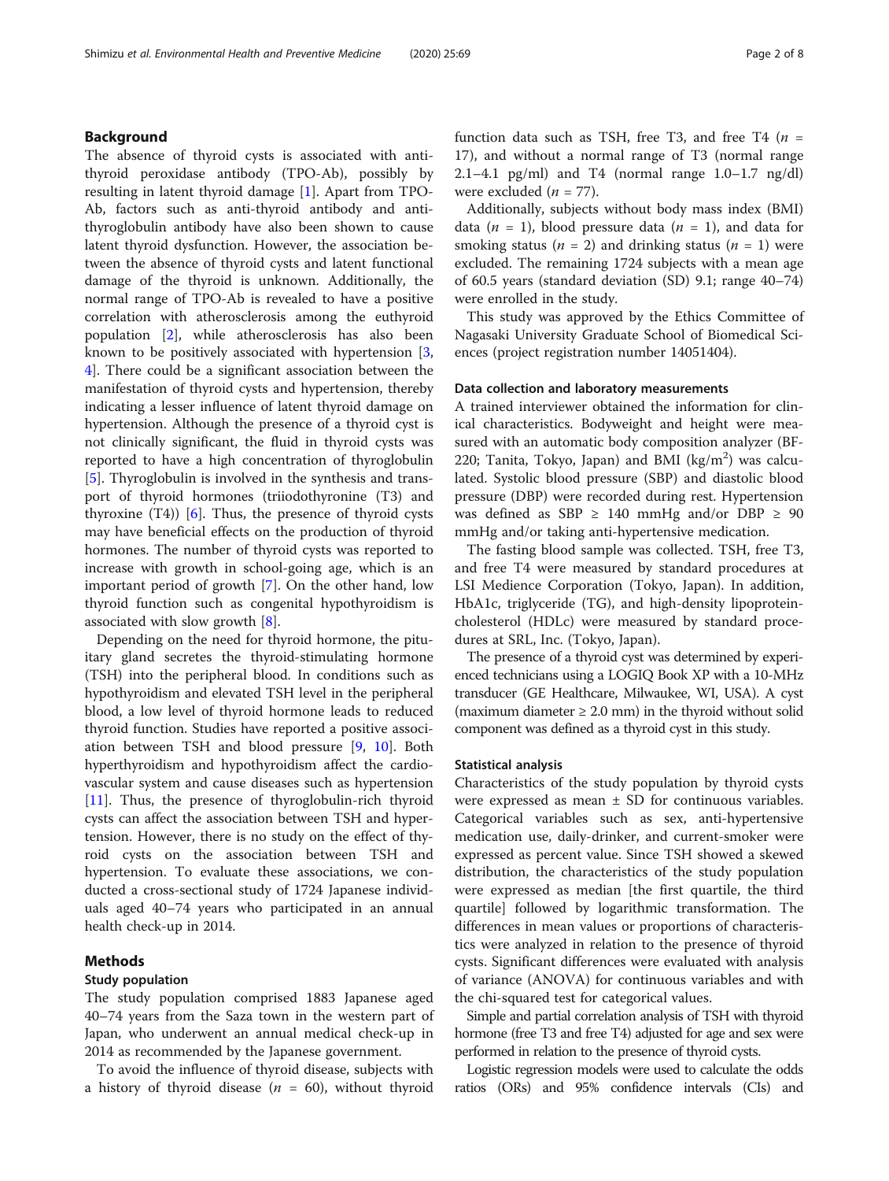## Background

The absence of thyroid cysts is associated with anti-thyroid peroxidase antibody (TPO-Ab), possibly by resulting in latent thyroid damage [1]. Apart from TPO-Ab, factors such as anti-thyroid antibody and anti-thyroglobulin antibody have also been shown to cause latent thyroid dysfunction. However, the association between the absence of thyroid cysts and latent functional damage of the thyroid is unknown. Additionally, the normal range of TPO-Ab is revealed to have a positive correlation with atherosclerosis among the euthyroid population [2], while atherosclerosis has also been known to be positively associated with hypertension [3, 4]. There could be a significant association between the manifestation of thyroid cysts and hypertension, thereby indicating a lesser influence of latent thyroid damage on hypertension. Although the presence of a thyroid cyst is not clinically significant, the fluid in thyroid cysts was reported to have a high concentration of thyroglobulin [5]. Thyroglobulin is involved in the synthesis and transport of thyroid hormones (triiodothyronine (T3) and thyroxine (T4)) [6]. Thus, the presence of thyroid cysts may have beneficial effects on the production of thyroid hormones. The number of thyroid cysts was reported to increase with growth in school-going age, which is an important period of growth [7]. On the other hand, low thyroid function such as congenital hypothyroidism is associated with slow growth [8].

Depending on the need for thyroid hormone, the pituitary gland secretes the thyroid-stimulating hormone (TSH) into the peripheral blood. In conditions such as hypothyroidism and elevated TSH level in the peripheral blood, a low level of thyroid hormone leads to reduced thyroid function. Studies have reported a positive association between TSH and blood pressure [9, 10]. Both hyperthyroidism and hypothyroidism affect the cardiovascular system and cause diseases such as hypertension [11]. Thus, the presence of thyroglobulin-rich thyroid cysts can affect the association between TSH and hypertension. However, there is no study on the effect of thyroid cysts on the association between TSH and hypertension. To evaluate these associations, we conducted a cross-sectional study of 1724 Japanese individuals aged 40–74 years who participated in an annual health check-up in 2014.

## Methods

### Study population

The study population comprised 1883 Japanese aged 40–74 years from the Saza town in the western part of Japan, who underwent an annual medical check-up in 2014 as recommended by the Japanese government.

To avoid the influence of thyroid disease, subjects with a history of thyroid disease ($n$ = 60), without thyroid function data such as TSH, free T3, and free T4 ($n$ = 17), and without a normal range of T3 (normal range 2.1–4.1 pg/ml) and T4 (normal range 1.0–1.7 ng/dl) were excluded ($n$ = 77).

Additionally, subjects without body mass index (BMI) data ($n$ = 1), blood pressure data ($n$ = 1), and data for smoking status ($n$ = 2) and drinking status ($n$ = 1) were excluded. The remaining 1724 subjects with a mean age of 60.5 years (standard deviation (SD) 9.1; range 40–74) were enrolled in the study.

This study was approved by the Ethics Committee of Nagasaki University Graduate School of Biomedical Sciences (project registration number 14051404).

### Data collection and laboratory measurements

A trained interviewer obtained the information for clinical characteristics. Bodyweight and height were measured with an automatic body composition analyzer (BF-220; Tanita, Tokyo, Japan) and BMI (kg/m$^2$) was calculated. Systolic blood pressure (SBP) and diastolic blood pressure (DBP) were recorded during rest. Hypertension was defined as SBP ≥ 140 mmHg and/or DBP ≥ 90 mmHg and/or taking anti-hypertensive medication.

The fasting blood sample was collected. TSH, free T3, and free T4 were measured by standard procedures at LSI Medience Corporation (Tokyo, Japan). In addition, HbA1c, triglyceride (TG), and high-density lipoprotein-cholesterol (HDLc) were measured by standard procedures at SRL, Inc. (Tokyo, Japan).

The presence of a thyroid cyst was determined by experienced technicians using a LOGIQ Book XP with a 10-MHz transducer (GE Healthcare, Milwaukee, WI, USA). A cyst (maximum diameter ≥ 2.0 mm) in the thyroid without solid component was defined as a thyroid cyst in this study.

### Statistical analysis

Characteristics of the study population by thyroid cysts were expressed as mean ± SD for continuous variables. Categorical variables such as sex, anti-hypertensive medication use, daily-drinker, and current-smoker were expressed as percent value. Since TSH showed a skewed distribution, the characteristics of the study population were expressed as median [the first quartile, the third quartile] followed by logarithmic transformation. The differences in mean values or proportions of characteristics were analyzed in relation to the presence of thyroid cysts. Significant differences were evaluated with analysis of variance (ANOVA) for continuous variables and with the chi-squared test for categorical values.

Simple and partial correlation analysis of TSH with thyroid hormone (free T3 and free T4) adjusted for age and sex were performed in relation to the presence of thyroid cysts.

Logistic regression models were used to calculate the odds ratios (ORs) and 95% confidence intervals (CIs) and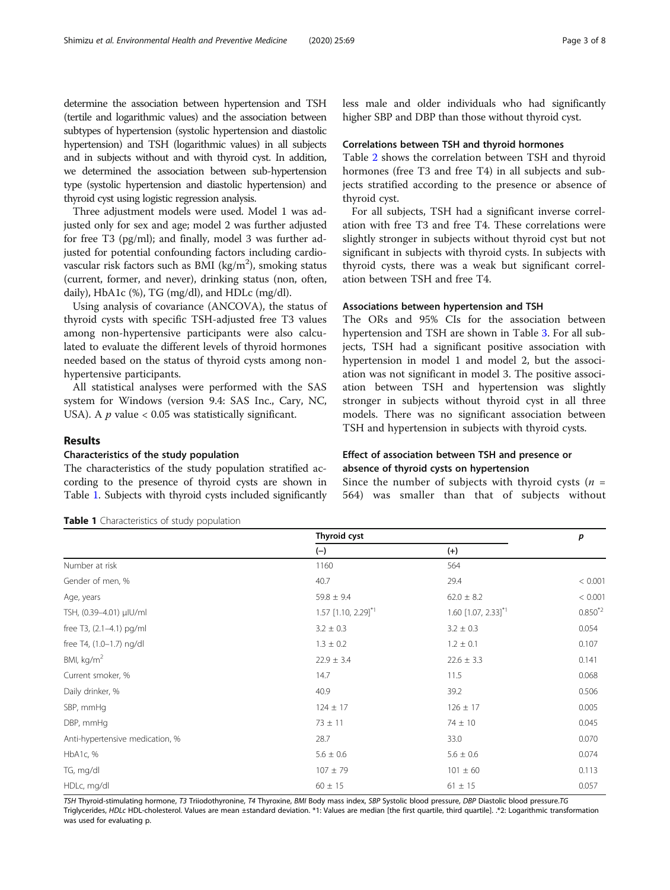determine the association between hypertension and TSH (tertile and logarithmic values) and the association between subtypes of hypertension (systolic hypertension and diastolic hypertension) and TSH (logarithmic values) in all subjects and in subjects without and with thyroid cyst. In addition, we determined the association between sub-hypertension type (systolic hypertension and diastolic hypertension) and thyroid cyst using logistic regression analysis.

Three adjustment models were used. Model 1 was adjusted only for sex and age; model 2 was further adjusted for free T3 (pg/ml); and finally, model 3 was further adjusted for potential confounding factors including cardiovascular risk factors such as BMI (kg/m$^2$), smoking status (current, former, and never), drinking status (non, often, daily), HbA1c (%), TG (mg/dl), and HDLc (mg/dl).

Using analysis of covariance (ANCOVA), the status of thyroid cysts with specific TSH-adjusted free T3 values among non-hypertensive participants were also calculated to evaluate the different levels of thyroid hormones needed based on the status of thyroid cysts among non-hypertensive participants.

All statistical analyses were performed with the SAS system for Windows (version 9.4: SAS Inc., Cary, NC, USA). A $p$ value < 0.05 was statistically significant.

## Results

### Characteristics of the study population

The characteristics of the study population stratified according to the presence of thyroid cysts are shown in Table 1. Subjects with thyroid cysts included significantly less male and older individuals who had significantly higher SBP and DBP than those without thyroid cyst.

### Correlations between TSH and thyroid hormones

Table 2 shows the correlation between TSH and thyroid hormones (free T3 and free T4) in all subjects and subjects stratified according to the presence or absence of thyroid cyst.

For all subjects, TSH had a significant inverse correlation with free T3 and free T4. These correlations were slightly stronger in subjects without thyroid cyst but not significant in subjects with thyroid cysts. In subjects with thyroid cysts, there was a weak but significant correlation between TSH and free T4.

### Associations between hypertension and TSH

The ORs and 95% CIs for the association between hypertension and TSH are shown in Table 3. For all subjects, TSH had a significant positive association with hypertension in model 1 and model 2, but the association was not significant in model 3. The positive association between TSH and hypertension was slightly stronger in subjects without thyroid cyst in all three models. There was no significant association between TSH and hypertension in subjects with thyroid cysts.

### Effect of association between TSH and presence or absence of thyroid cysts on hypertension

Since the number of subjects with thyroid cysts ($n$ = 564) was smaller than that of subjects without

**Table 1** Characteristics of study population

| | Thyroid cyst | | $p$ |
|---|---|---|---|
| | (−) | (+) | |
| Number at risk | 1160 | 564 | |
| Gender of men, % | 40.7 | 29.4 | < 0.001 |
| Age, years | 59.8 ± 9.4 | 62.0 ± 8.2 | < 0.001 |
| TSH, (0.39–4.01) μIU/ml | 1.57 [1.10, 2.29][*1] | 1.60 [1.07, 2.33][*1] | 0.850[*2] |
| free T3, (2.1–4.1) pg/ml | 3.2 ± 0.3 | 3.2 ± 0.3 | 0.054 |
| free T4, (1.0–1.7) ng/dl | 1.3 ± 0.2 | 1.2 ± 0.1 | 0.107 |
| BMI, kg/m$^2$ | 22.9 ± 3.4 | 22.6 ± 3.3 | 0.141 |
| Current smoker, % | 14.7 | 11.5 | 0.068 |
| Daily drinker, % | 40.9 | 39.2 | 0.506 |
| SBP, mmHg | 124 ± 17 | 126 ± 17 | 0.005 |
| DBP, mmHg | 73 ± 11 | 74 ± 10 | 0.045 |
| Anti-hypertensive medication, % | 28.7 | 33.0 | 0.070 |
| HbA1c, % | 5.6 ± 0.6 | 5.6 ± 0.6 | 0.074 |
| TG, mg/dl | 107 ± 79 | 101 ± 60 | 0.113 |
| HDLc, mg/dl | 60 ± 15 | 61 ± 15 | 0.057 |

*TSH* Thyroid-stimulating hormone, *T3* Triiodothyronine, *T4* Thyroxine, *BMI* Body mass index, *SBP* Systolic blood pressure, *DBP* Diastolic blood pressure. *TG* Triglycerides, *HDLc* HDL-cholesterol. Values are mean ±standard deviation. *1: Values are median [the first quartile, third quartile]. .*2: Logarithmic transformation was used for evaluating p.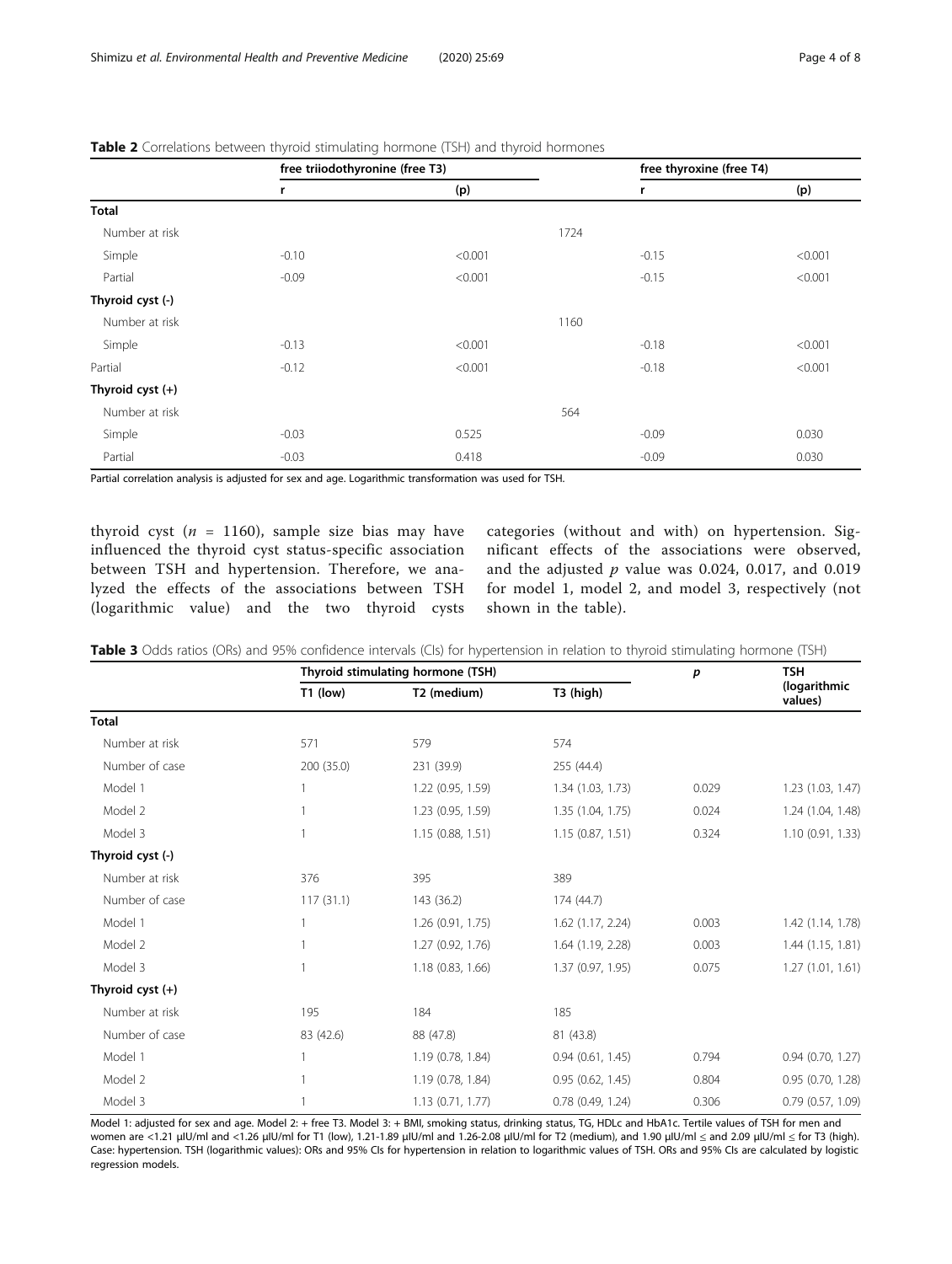**Table 2** Correlations between thyroid stimulating hormone (TSH) and thyroid hormones

| | free triiodothyronine (free T3) | | free thyroxine (free T4) | |
|---|---|---|---|---|
| | r | (p) | r | (p) |
| **Total** | | | | |
| Number at risk | | 1724 | | |
| Simple | -0.10 | <0.001 | -0.15 | <0.001 |
| Partial | -0.09 | <0.001 | -0.15 | <0.001 |
| **Thyroid cyst (-)** | | | | |
| Number at risk | | 1160 | | |
| Simple | -0.13 | <0.001 | -0.18 | <0.001 |
| Partial | -0.12 | <0.001 | -0.18 | <0.001 |
| **Thyroid cyst (+)** | | | | |
| Number at risk | | 564 | | |
| Simple | -0.03 | 0.525 | -0.09 | 0.030 |
| Partial | -0.03 | 0.418 | -0.09 | 0.030 |

Partial correlation analysis is adjusted for sex and age. Logarithmic transformation was used for TSH.

thyroid cyst ($n$ = 1160), sample size bias may have influenced the thyroid cyst status-specific association between TSH and hypertension. Therefore, we analyzed the effects of the associations between TSH (logarithmic value) and the two thyroid cysts categories (without and with) on hypertension. Significant effects of the associations were observed, and the adjusted $p$ value was 0.024, 0.017, and 0.019 for model 1, model 2, and model 3, respectively (not shown in the table).

**Table 3** Odds ratios (ORs) and 95% confidence intervals (CIs) for hypertension in relation to thyroid stimulating hormone (TSH)

| | Thyroid stimulating hormone (TSH) | | | $p$ | TSH (logarithmic values) |
|---|---|---|---|---|---|
| | T1 (low) | T2 (medium) | T3 (high) | | |
| **Total** | | | | | |
| Number at risk | 571 | 579 | 574 | | |
| Number of case | 200 (35.0) | 231 (39.9) | 255 (44.4) | | |
| Model 1 | 1 | 1.22 (0.95, 1.59) | 1.34 (1.03, 1.73) | 0.029 | 1.23 (1.03, 1.47) |
| Model 2 | 1 | 1.23 (0.95, 1.59) | 1.35 (1.04, 1.75) | 0.024 | 1.24 (1.04, 1.48) |
| Model 3 | 1 | 1.15 (0.88, 1.51) | 1.15 (0.87, 1.51) | 0.324 | 1.10 (0.91, 1.33) |
| **Thyroid cyst (-)** | | | | | |
| Number at risk | 376 | 395 | 389 | | |
| Number of case | 117 (31.1) | 143 (36.2) | 174 (44.7) | | |
| Model 1 | 1 | 1.26 (0.91, 1.75) | 1.62 (1.17, 2.24) | 0.003 | 1.42 (1.14, 1.78) |
| Model 2 | 1 | 1.27 (0.92, 1.76) | 1.64 (1.19, 2.28) | 0.003 | 1.44 (1.15, 1.81) |
| Model 3 | 1 | 1.18 (0.83, 1.66) | 1.37 (0.97, 1.95) | 0.075 | 1.27 (1.01, 1.61) |
| **Thyroid cyst (+)** | | | | | |
| Number at risk | 195 | 184 | 185 | | |
| Number of case | 83 (42.6) | 88 (47.8) | 81 (43.8) | | |
| Model 1 | 1 | 1.19 (0.78, 1.84) | 0.94 (0.61, 1.45) | 0.794 | 0.94 (0.70, 1.27) |
| Model 2 | 1 | 1.19 (0.78, 1.84) | 0.95 (0.62, 1.45) | 0.804 | 0.95 (0.70, 1.28) |
| Model 3 | 1 | 1.13 (0.71, 1.77) | 0.78 (0.49, 1.24) | 0.306 | 0.79 (0.57, 1.09) |

Model 1: adjusted for sex and age. Model 2: + free T3. Model 3: + BMI, smoking status, drinking status, TG, HDLc and HbA1c. Tertile values of TSH for men and women are <1.21 μIU/ml and <1.26 μIU/ml for T1 (low), 1.21-1.89 μIU/ml and 1.26-2.08 μIU/ml for T2 (medium), and 1.90 μIU/ml ≤ and 2.09 μIU/ml ≤ for T3 (high). Case: hypertension. TSH (logarithmic values): ORs and 95% CIs for hypertension in relation to logarithmic values of TSH. ORs and 95% CIs are calculated by logistic regression models.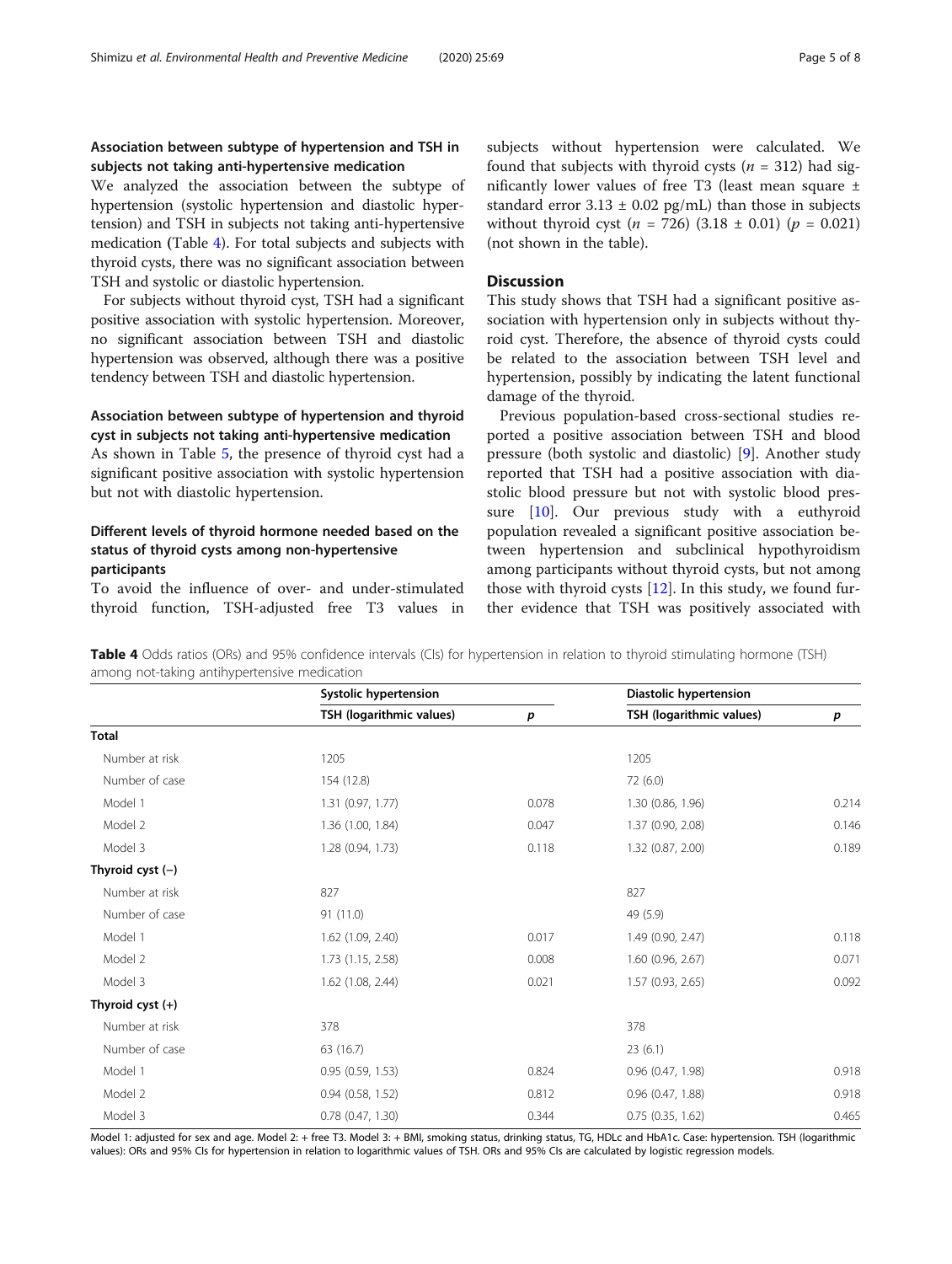### Association between subtype of hypertension and TSH in subjects not taking anti-hypertensive medication

We analyzed the association between the subtype of hypertension (systolic hypertension and diastolic hypertension) and TSH in subjects not taking anti-hypertensive medication (Table 4). For total subjects and subjects with thyroid cysts, there was no significant association between TSH and systolic or diastolic hypertension.

For subjects without thyroid cyst, TSH had a significant positive association with systolic hypertension. Moreover, no significant association between TSH and diastolic hypertension was observed, although there was a positive tendency between TSH and diastolic hypertension.

### Association between subtype of hypertension and thyroid cyst in subjects not taking anti-hypertensive medication

As shown in Table 5, the presence of thyroid cyst had a significant positive association with systolic hypertension but not with diastolic hypertension.

### Different levels of thyroid hormone needed based on the status of thyroid cysts among non-hypertensive participants

To avoid the influence of over- and under-stimulated thyroid function, TSH-adjusted free T3 values in subjects without hypertension were calculated. We found that subjects with thyroid cysts ($n$ = 312) had significantly lower values of free T3 (least mean square ± standard error 3.13 ± 0.02 pg/mL) than those in subjects without thyroid cyst ($n$ = 726) (3.18 ± 0.01) ($p$ = 0.021) (not shown in the table).

## Discussion

This study shows that TSH had a significant positive association with hypertension only in subjects without thyroid cyst. Therefore, the absence of thyroid cysts could be related to the association between TSH level and hypertension, possibly by indicating the latent functional damage of the thyroid.

Previous population-based cross-sectional studies reported a positive association between TSH and blood pressure (both systolic and diastolic) [9]. Another study reported that TSH had a positive association with diastolic blood pressure but not with systolic blood pressure [10]. Our previous study with a euthyroid population revealed a significant positive association between hypertension and subclinical hypothyroidism among participants without thyroid cysts, but not among those with thyroid cysts [12]. In this study, we found further evidence that TSH was positively associated with

**Table 4** Odds ratios (ORs) and 95% confidence intervals (CIs) for hypertension in relation to thyroid stimulating hormone (TSH) among not-taking antihypertensive medication

| | Systolic hypertension | | Diastolic hypertension | |
|---|---|---|---|---|
| | TSH (logarithmic values) | $p$ | TSH (logarithmic values) | $p$ |
| **Total** | | | | |
| Number at risk | 1205 | | 1205 | |
| Number of case | 154 (12.8) | | 72 (6.0) | |
| Model 1 | 1.31 (0.97, 1.77) | 0.078 | 1.30 (0.86, 1.96) | 0.214 |
| Model 2 | 1.36 (1.00, 1.84) | 0.047 | 1.37 (0.90, 2.08) | 0.146 |
| Model 3 | 1.28 (0.94, 1.73) | 0.118 | 1.32 (0.87, 2.00) | 0.189 |
| **Thyroid cyst (−)** | | | | |
| Number at risk | 827 | | 827 | |
| Number of case | 91 (11.0) | | 49 (5.9) | |
| Model 1 | 1.62 (1.09, 2.40) | 0.017 | 1.49 (0.90, 2.47) | 0.118 |
| Model 2 | 1.73 (1.15, 2.58) | 0.008 | 1.60 (0.96, 2.67) | 0.071 |
| Model 3 | 1.62 (1.08, 2.44) | 0.021 | 1.57 (0.93, 2.65) | 0.092 |
| **Thyroid cyst (+)** | | | | |
| Number at risk | 378 | | 378 | |
| Number of case | 63 (16.7) | | 23 (6.1) | |
| Model 1 | 0.95 (0.59, 1.53) | 0.824 | 0.96 (0.47, 1.98) | 0.918 |
| Model 2 | 0.94 (0.58, 1.52) | 0.812 | 0.96 (0.47, 1.88) | 0.918 |
| Model 3 | 0.78 (0.47, 1.30) | 0.344 | 0.75 (0.35, 1.62) | 0.465 |

Model 1: adjusted for sex and age. Model 2: + free T3. Model 3: + BMI, smoking status, drinking status, TG, HDLc and HbA1c. Case: hypertension. TSH (logarithmic values): ORs and 95% CIs for hypertension in relation to logarithmic values of TSH. ORs and 95% CIs are calculated by logistic regression models.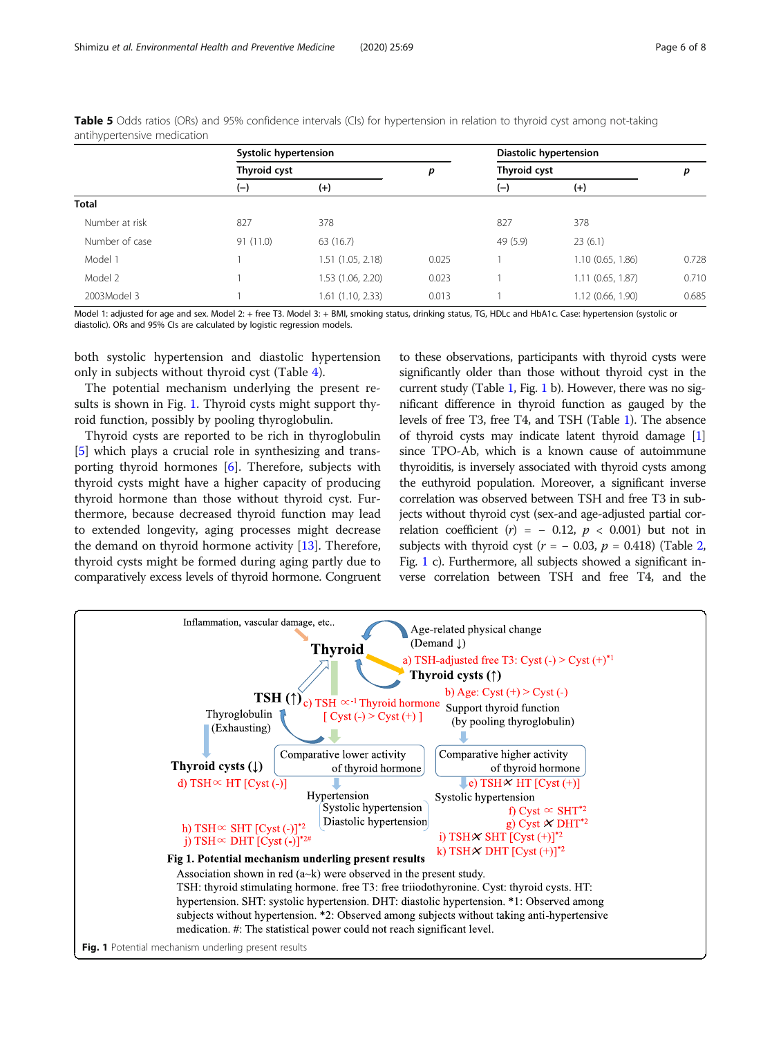**Table 5** Odds ratios (ORs) and 95% confidence intervals (CIs) for hypertension in relation to thyroid cyst among not-taking antihypertensive medication

| | Systolic hypertension | | | Diastolic hypertension | | |
|---|---|---|---|---|---|---|
| | Thyroid cyst | | $p$ | Thyroid cyst | | $p$ |
| | (−) | (+) | | (−) | (+) | |
| **Total** | | | | | | |
| Number at risk | 827 | 378 | | 827 | 378 | |
| Number of case | 91 (11.0) | 63 (16.7) | | 49 (5.9) | 23 (6.1) | |
| Model 1 | 1 | 1.51 (1.05, 2.18) | 0.025 | 1 | 1.10 (0.65, 1.86) | 0.728 |
| Model 2 | 1 | 1.53 (1.06, 2.20) | 0.023 | 1 | 1.11 (0.65, 1.87) | 0.710 |
| 2003Model 3 | 1 | 1.61 (1.10, 2.33) | 0.013 | 1 | 1.12 (0.66, 1.90) | 0.685 |

Model 1: adjusted for age and sex. Model 2: + free T3. Model 3: + BMI, smoking status, drinking status, TG, HDLc and HbA1c. Case: hypertension (systolic or diastolic). ORs and 95% CIs are calculated by logistic regression models.

both systolic hypertension and diastolic hypertension only in subjects without thyroid cyst (Table 4).

The potential mechanism underlying the present results is shown in Fig. 1. Thyroid cysts might support thyroid function, possibly by pooling thyroglobulin.

Thyroid cysts are reported to be rich in thyroglobulin [5] which plays a crucial role in synthesizing and transporting thyroid hormones [6]. Therefore, subjects with thyroid cysts might have a higher capacity of producing thyroid hormone than those without thyroid cyst. Furthermore, because decreased thyroid function may lead to extended longevity, aging processes might decrease the demand on thyroid hormone activity [13]. Therefore, thyroid cysts might be formed during aging partly due to comparatively excess levels of thyroid hormone. Congruent to these observations, participants with thyroid cysts were significantly older than those without thyroid cyst in the current study (Table 1, Fig. 1 b). However, there was no significant difference in thyroid function as gauged by the levels of free T3, free T4, and TSH (Table 1). The absence of thyroid cysts may indicate latent thyroid damage [1] since TPO-Ab, which is a known cause of autoimmune thyroiditis, is inversely associated with thyroid cysts among the euthyroid population. Moreover, a significant inverse correlation was observed between TSH and free T3 in subjects without thyroid cyst (sex-and age-adjusted partial correlation coefficient ($r$) = − 0.12, $p$ < 0.001) but not in subjects with thyroid cyst ($r$ = − 0.03, $p$ = 0.418) (Table 2, Fig. 1 c). Furthermore, all subjects showed a significant inverse correlation between TSH and free T4, and the

**Fig 1. Potential mechanism underling present results**

Association shown in red (a~k) were observed in the present study.
TSH: thyroid stimulating hormone. free T3: free triiodothyronine. Cyst: thyroid cysts. HT: hypertension. SHT: systolic hypertension. DHT: diastolic hypertension. *1: Observed among subjects without hypertension. *2: Observed among subjects without taking anti-hypertensive medication. #: The statistical power could not reach significant level.

**Fig. 1** Potential mechanism underling present results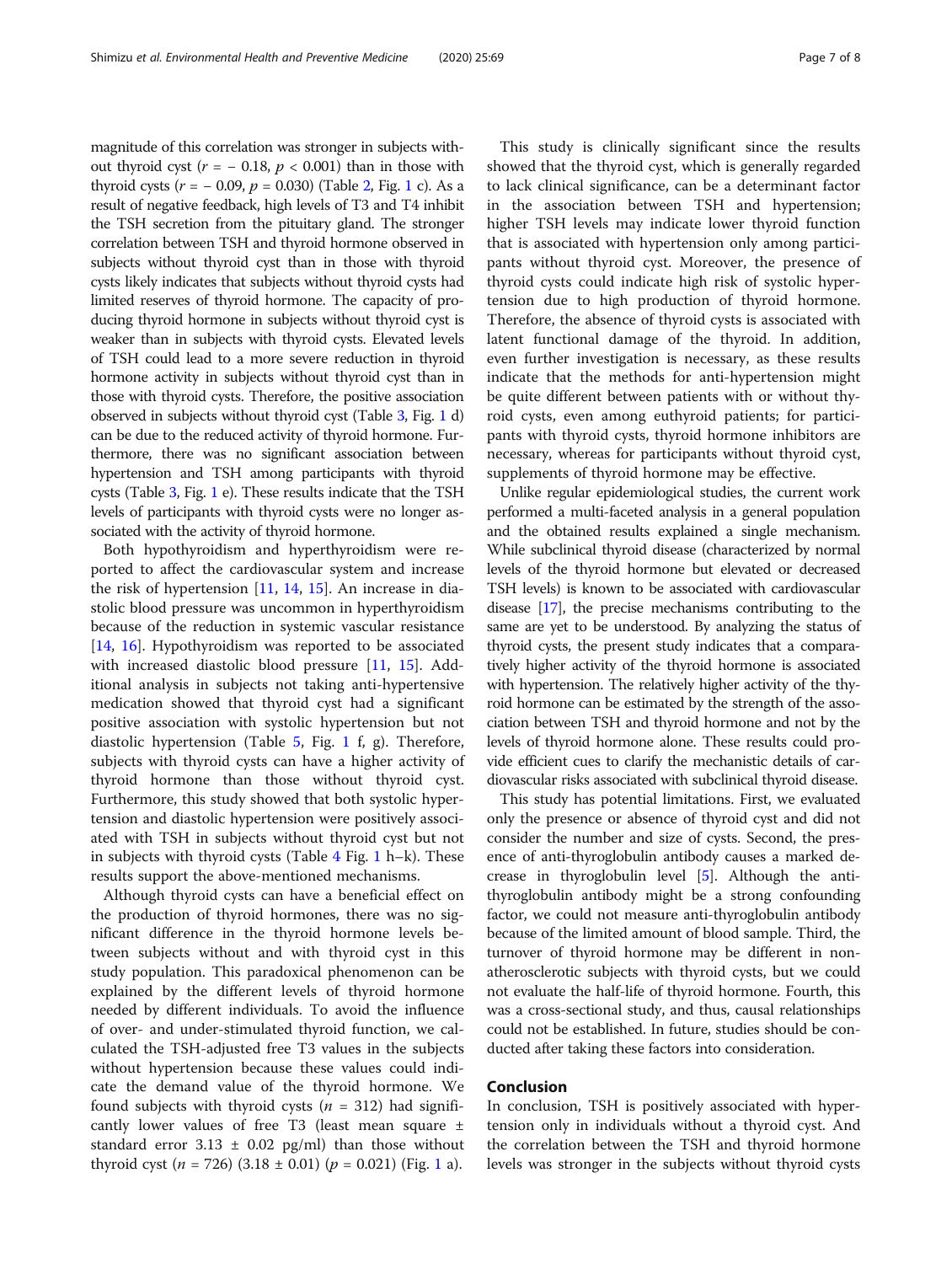magnitude of this correlation was stronger in subjects without thyroid cyst ($r = -0.18$, $p < 0.001$) than in those with thyroid cysts ($r = -0.09$, $p = 0.030$) (Table 2, Fig. 1 c). As a result of negative feedback, high levels of T3 and T4 inhibit the TSH secretion from the pituitary gland. The stronger correlation between TSH and thyroid hormone observed in subjects without thyroid cyst than in those with thyroid cysts likely indicates that subjects without thyroid cysts had limited reserves of thyroid hormone. The capacity of producing thyroid hormone in subjects without thyroid cyst is weaker than in subjects with thyroid cysts. Elevated levels of TSH could lead to a more severe reduction in thyroid hormone activity in subjects without thyroid cyst than in those with thyroid cysts. Therefore, the positive association observed in subjects without thyroid cyst (Table 3, Fig. 1 d) can be due to the reduced activity of thyroid hormone. Furthermore, there was no significant association between hypertension and TSH among participants with thyroid cysts (Table 3, Fig. 1 e). These results indicate that the TSH levels of participants with thyroid cysts were no longer associated with the activity of thyroid hormone.

Both hypothyroidism and hyperthyroidism were reported to affect the cardiovascular system and increase the risk of hypertension [11, 14, 15]. An increase in diastolic blood pressure was uncommon in hyperthyroidism because of the reduction in systemic vascular resistance [14, 16]. Hypothyroidism was reported to be associated with increased diastolic blood pressure [11, 15]. Additional analysis in subjects not taking anti-hypertensive medication showed that thyroid cyst had a significant positive association with systolic hypertension but not diastolic hypertension (Table 5, Fig. 1 f, g). Therefore, subjects with thyroid cysts can have a higher activity of thyroid hormone than those without thyroid cyst. Furthermore, this study showed that both systolic hypertension and diastolic hypertension were positively associated with TSH in subjects without thyroid cyst but not in subjects with thyroid cysts (Table 4 Fig. 1 h–k). These results support the above-mentioned mechanisms.

Although thyroid cysts can have a beneficial effect on the production of thyroid hormones, there was no significant difference in the thyroid hormone levels between subjects without and with thyroid cyst in this study population. This paradoxical phenomenon can be explained by the different levels of thyroid hormone needed by different individuals. To avoid the influence of over- and under-stimulated thyroid function, we calculated the TSH-adjusted free T3 values in the subjects without hypertension because these values could indicate the demand value of the thyroid hormone. We found subjects with thyroid cysts ($n = 312$) had significantly lower values of free T3 (least mean square ± standard error 3.13 ± 0.02 pg/ml) than those without thyroid cyst ($n = 726$) (3.18 ± 0.01) ($p = 0.021$) (Fig. 1 a).

This study is clinically significant since the results showed that the thyroid cyst, which is generally regarded to lack clinical significance, can be a determinant factor in the association between TSH and hypertension; higher TSH levels may indicate lower thyroid function that is associated with hypertension only among participants without thyroid cyst. Moreover, the presence of thyroid cysts could indicate high risk of systolic hypertension due to high production of thyroid hormone. Therefore, the absence of thyroid cysts is associated with latent functional damage of the thyroid. In addition, even further investigation is necessary, as these results indicate that the methods for anti-hypertension might be quite different between patients with or without thyroid cysts, even among euthyroid patients; for participants with thyroid cysts, thyroid hormone inhibitors are necessary, whereas for participants without thyroid cyst, supplements of thyroid hormone may be effective.

Unlike regular epidemiological studies, the current work performed a multi-faceted analysis in a general population and the obtained results explained a single mechanism. While subclinical thyroid disease (characterized by normal levels of the thyroid hormone but elevated or decreased TSH levels) is known to be associated with cardiovascular disease [17], the precise mechanisms contributing to the same are yet to be understood. By analyzing the status of thyroid cysts, the present study indicates that a comparatively higher activity of the thyroid hormone is associated with hypertension. The relatively higher activity of the thyroid hormone can be estimated by the strength of the association between TSH and thyroid hormone and not by the levels of thyroid hormone alone. These results could provide efficient cues to clarify the mechanistic details of cardiovascular risks associated with subclinical thyroid disease.

This study has potential limitations. First, we evaluated only the presence or absence of thyroid cyst and did not consider the number and size of cysts. Second, the presence of anti-thyroglobulin antibody causes a marked decrease in thyroglobulin level [5]. Although the anti-thyroglobulin antibody might be a strong confounding factor, we could not measure anti-thyroglobulin antibody because of the limited amount of blood sample. Third, the turnover of thyroid hormone may be different in non-atherosclerotic subjects with thyroid cysts, but we could not evaluate the half-life of thyroid hormone. Fourth, this was a cross-sectional study, and thus, causal relationships could not be established. In future, studies should be conducted after taking these factors into consideration.

## Conclusion

In conclusion, TSH is positively associated with hypertension only in individuals without a thyroid cyst. And the correlation between the TSH and thyroid hormone levels was stronger in the subjects without thyroid cysts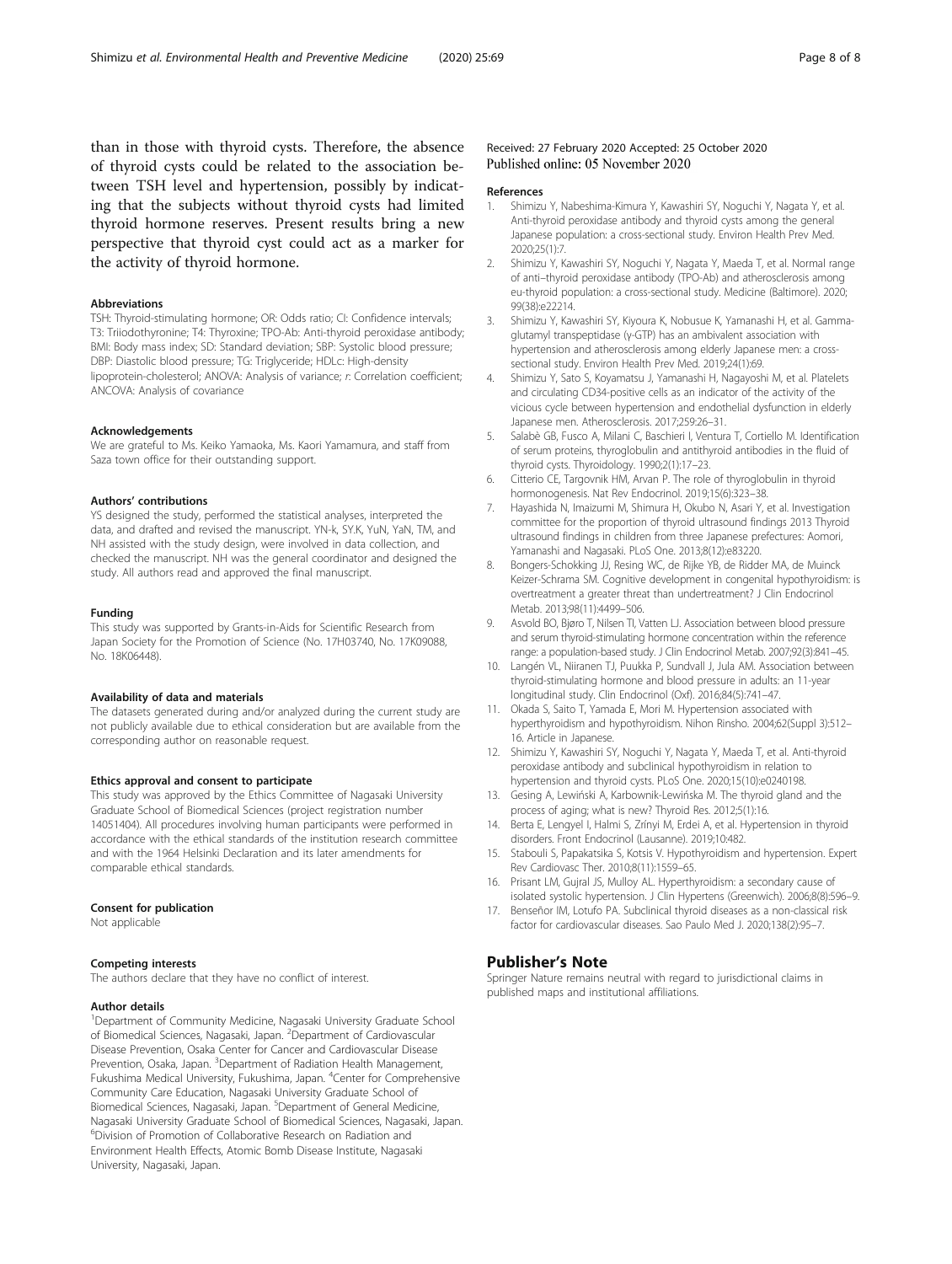than in those with thyroid cysts. Therefore, the absence of thyroid cysts could be related to the association between TSH level and hypertension, possibly by indicating that the subjects without thyroid cysts had limited thyroid hormone reserves. Present results bring a new perspective that thyroid cyst could act as a marker for the activity of thyroid hormone.

#### Abbreviations

TSH: Thyroid-stimulating hormone; OR: Odds ratio; CI: Confidence intervals; T3: Triiodothyronine; T4: Thyroxine; TPO-Ab: Anti-thyroid peroxidase antibody; BMI: Body mass index; SD: Standard deviation; SBP: Systolic blood pressure; DBP: Diastolic blood pressure; TG: Triglyceride; HDLc: High-density lipoprotein-cholesterol; ANOVA: Analysis of variance; *r*: Correlation coefficient; ANCOVA: Analysis of covariance

#### Acknowledgements

We are grateful to Ms. Keiko Yamaoka, Ms. Kaori Yamamura, and staff from Saza town office for their outstanding support.

#### Authors' contributions

YS designed the study, performed the statistical analyses, interpreted the data, and drafted and revised the manuscript. YN-k, SY.K, YuN, YaN, TM, and NH assisted with the study design, were involved in data collection, and checked the manuscript. NH was the general coordinator and designed the study. All authors read and approved the final manuscript.

#### Funding

This study was supported by Grants-in-Aids for Scientific Research from Japan Society for the Promotion of Science (No. 17H03740, No. 17K09088, No. 18K06448).

#### Availability of data and materials

The datasets generated during and/or analyzed during the current study are not publicly available due to ethical consideration but are available from the corresponding author on reasonable request.

#### Ethics approval and consent to participate

This study was approved by the Ethics Committee of Nagasaki University Graduate School of Biomedical Sciences (project registration number 14051404). All procedures involving human participants were performed in accordance with the ethical standards of the institution research committee and with the 1964 Helsinki Declaration and its later amendments for comparable ethical standards.

#### Consent for publication

Not applicable

#### Competing interests

The authors declare that they have no conflict of interest.

#### Author details

[1]Department of Community Medicine, Nagasaki University Graduate School of Biomedical Sciences, Nagasaki, Japan. [2]Department of Cardiovascular Disease Prevention, Osaka Center for Cancer and Cardiovascular Disease Prevention, Osaka, Japan. [3]Department of Radiation Health Management, Fukushima Medical University, Fukushima, Japan. [4]Center for Comprehensive Community Care Education, Nagasaki University Graduate School of Biomedical Sciences, Nagasaki, Japan. [5]Department of General Medicine, Nagasaki University Graduate School of Biomedical Sciences, Nagasaki, Japan. [6]Division of Promotion of Collaborative Research on Radiation and Environment Health Effects, Atomic Bomb Disease Institute, Nagasaki University, Nagasaki, Japan.

Received: 27 February 2020 Accepted: 25 October 2020
Published online: 05 November 2020

#### References

1. Shimizu Y, Nabeshima-Kimura Y, Kawashiri SY, Noguchi Y, Nagata Y, et al. Anti-thyroid peroxidase antibody and thyroid cysts among the general Japanese population: a cross-sectional study. Environ Health Prev Med. 2020;25(1):7.
2. Shimizu Y, Kawashiri SY, Noguchi Y, Nagata Y, Maeda T, et al. Normal range of anti–thyroid peroxidase antibody (TPO-Ab) and atherosclerosis among eu-thyroid population: a cross-sectional study. Medicine (Baltimore). 2020; 99(38):e22214.
3. Shimizu Y, Kawashiri SY, Kiyoura K, Nobusue K, Yamanashi H, et al. Gamma-glutamyl transpeptidase (γ-GTP) has an ambivalent association with hypertension and atherosclerosis among elderly Japanese men: a cross-sectional study. Environ Health Prev Med. 2019;24(1):69.
4. Shimizu Y, Sato S, Koyamatsu J, Yamanashi H, Nagayoshi M, et al. Platelets and circulating CD34-positive cells as an indicator of the activity of the vicious cycle between hypertension and endothelial dysfunction in elderly Japanese men. Atherosclerosis. 2017;259:26–31.
5. Salabè GB, Fusco A, Milani C, Baschieri I, Ventura T, Cortiello M. Identification of serum proteins, thyroglobulin and antithyroid antibodies in the fluid of thyroid cysts. Thyroidology. 1990;2(1):17–23.
6. Citterio CE, Targovnik HM, Arvan P. The role of thyroglobulin in thyroid hormonogenesis. Nat Rev Endocrinol. 2019;15(6):323–38.
7. Hayashida N, Imaizumi M, Shimura H, Okubo N, Asari Y, et al. Investigation committee for the proportion of thyroid ultrasound findings 2013 Thyroid ultrasound findings in children from three Japanese prefectures: Aomori, Yamanashi and Nagasaki. PLoS One. 2013;8(12):e83220.
8. Bongers-Schokking JJ, Resing WC, de Rijke YB, de Ridder MA, de Muinck Keizer-Schrama SM. Cognitive development in congenital hypothyroidism: is overtreatment a greater threat than undertreatment? J Clin Endocrinol Metab. 2013;98(11):4499–506.
9. Asvold BO, Bjøro T, Nilsen TI, Vatten LJ. Association between blood pressure and serum thyroid-stimulating hormone concentration within the reference range: a population-based study. J Clin Endocrinol Metab. 2007;92(3):841–45.
10. Langén VL, Niiranen TJ, Puukka P, Sundvall J, Jula AM. Association between thyroid-stimulating hormone and blood pressure in adults: an 11-year longitudinal study. Clin Endocrinol (Oxf). 2016;84(5):741–47.
11. Okada S, Saito T, Yamada E, Mori M. Hypertension associated with hyperthyroidism and hypothyroidism. Nihon Rinsho. 2004;62(Suppl 3):512–16. Article in Japanese.
12. Shimizu Y, Kawashiri SY, Noguchi Y, Nagata Y, Maeda T, et al. Anti-thyroid peroxidase antibody and subclinical hypothyroidism in relation to hypertension and thyroid cysts. PLoS One. 2020;15(10):e0240198.
13. Gesing A, Lewiński A, Karbownik-Lewińska M. The thyroid gland and the process of aging; what is new? Thyroid Res. 2012;5(1):16.
14. Berta E, Lengyel I, Halmi S, Zrínyi M, Erdei A, et al. Hypertension in thyroid disorders. Front Endocrinol (Lausanne). 2019;10:482.
15. Stabouli S, Papakatsika S, Kotsis V. Hypothyroidism and hypertension. Expert Rev Cardiovasc Ther. 2010;8(11):1559–65.
16. Prisant LM, Gujral JS, Mulloy AL. Hyperthyroidism: a secondary cause of isolated systolic hypertension. J Clin Hypertens (Greenwich). 2006;8(8):596–9.
17. Benseñor IM, Lotufo PA. Subclinical thyroid diseases as a non-classical risk factor for cardiovascular diseases. Sao Paulo Med J. 2020;138(2):95–7.

## Publisher's Note

Springer Nature remains neutral with regard to jurisdictional claims in published maps and institutional affiliations.